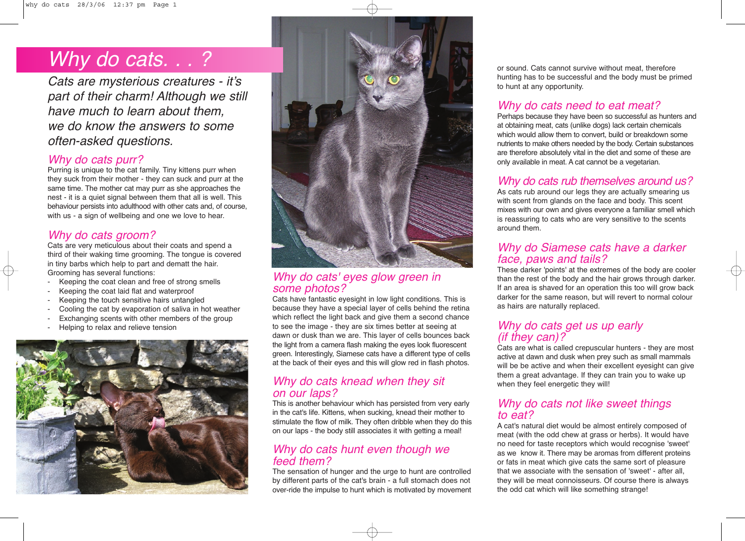# Why do cats. . . ?

*Cats are mysterious creatures - it's part of their charm! Although we still have much to learn about them, we do know the answers to some often-asked questions.*

## Why do cats purr?

Purring is unique to the cat family. Tiny kittens purr when they suck from their mother - they can suck and purr at the same time. The mother cat may purr as she approaches the nest - it is a quiet signal between them that all is well. This behaviour persists into adulthood with other cats and, of course, with us - a sign of wellbeing and one we love to hear.

## Why do cats groom?

Cats are very meticulous about their coats and spend a third of their waking time grooming. The tongue is covered in tiny barbs which help to part and dematt the hair. Grooming has several functions:

- Keeping the coat clean and free of strong smells
- Keeping the coat laid flat and waterproof
- Keeping the touch sensitive hairs untangled
- Cooling the cat by evaporation of saliva in hot weather
- Exchanging scents with other members of the group
- Helping to relax and relieve tension

## Why do cats' eyes glow green in some photos?

Cats have fantastic eyesight in low light conditions. This is because they have a special layer of cells behind the retina which reflect the light back and give them a second chance to see the image - they are six times better at seeing at dawn or dusk than we are. This layer of cells bounces back the light from a camera flash making the eyes look fluorescent green. Interestingly, Siamese cats have a different type of cells at the back of their eyes and this will glow red in flash photos.

## Why do cats knead when they sit on our laps?

This is another behaviour which has persisted from very early in the cat's life. Kittens, when sucking, knead their mother to stimulate the flow of milk. They often dribble when they do this on our laps - the body still associates it with getting a meal!

## Why do cats hunt even though we feed them?

The sensation of hunger and the urge to hunt are controlled by different parts of the cat's brain - a full stomach does not over-ride the impulse to hunt which is motivated by movement or sound. Cats cannot survive without meat, therefore hunting has to be successful and the body must be primed to hunt at any opportunity.

## Why do cats need to eat meat?

Perhaps because they have been so successful as hunters and at obtaining meat, cats (unlike dogs) lack certain chemicals which would allow them to convert, build or breakdown some nutrients to make others needed by the body. Certain substances are therefore absolutely vital in the diet and some of these are only available in meat. A cat cannot be a vegetarian.

## Why do cats rub themselves around us?

As cats rub around our legs they are actually smearing us with scent from glands on the face and body. This scent mixes with our own and gives everyone a familiar smell which is reassuring to cats who are very sensitive to the scents around them.

## Why do Siamese cats have a darker face, paws and tails?

These darker 'points' at the extremes of the body are cooler than the rest of the body and the hair grows through darker. If an area is shaved for an operation this too will grow back darker for the same reason, but will revert to normal colour as hairs are naturally replaced.

## Why do cats get us up early (if they can)?

Cats are what is called crepuscular hunters - they are most active at dawn and dusk when prey such as small mammals will be be active and when their excellent eyesight can give them a great advantage. If they can train you to wake up when they feel energetic they will!

## Why do cats not like sweet things to eat?

A cat's natural diet would be almost entirely composed of meat (with the odd chew at grass or herbs). It would have no need for taste receptors which would recognise 'sweet' as we know it. There may be aromas from different proteins or fats in meat which give cats the same sort of pleasure that we associate with the sensation of 'sweet' - after all, they will be meat connoisseurs. Of course there is always the odd cat which will like something strange!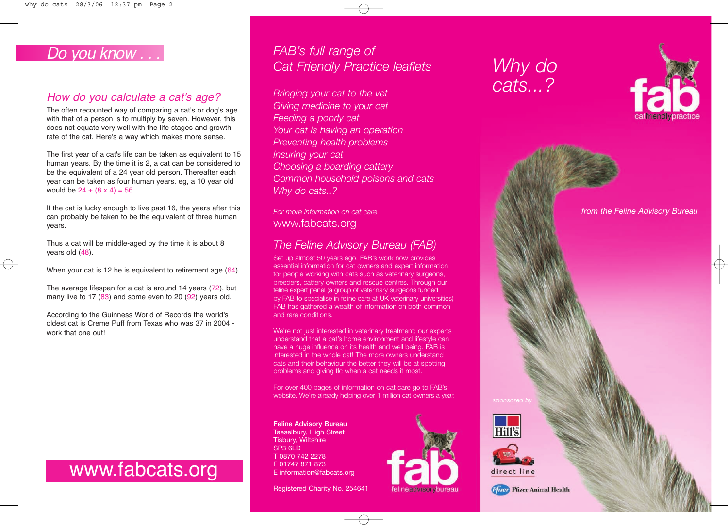# Do you know . . .

## How do you calculate a cat's age?

The often recounted way of comparing a cat's or dog's age with that of a person is to multiply by seven. However, this does not equate very well with the life stages and growth rate of the cat. Here's a way which makes more sense.

The first year of a cat's life can be taken as equivalent to 15 human years. By the time it is 2, a cat can be considered to be the equivalent of a 24 year old person. Thereafter each year can be taken as four human years. eg, a 10 year old would be 24 + (8 x 4) = 56.

If the cat is lucky enough to live past 16, the years after this can probably be taken to be the equivalent of three human years.

Thus a cat will be middle-aged by the time it is about 8 years old (48).

When your cat is 12 he is equivalent to retirement age (64).

The average lifespan for a cat is around 14 years (72), but many live to 17 (83) and some even to 20 (92) years old.

According to the Guinness World of Records the world's oldest cat is Creme Puff from Texas who was 37 in 2004 - work that one out!

www.fabcats.org

## FAB's full range of Cat Friendly Practice leaflets

*Bringing your cat to the vet*
*Giving medicine to your cat*
*Feeding a poorly cat*
*Your cat is having an operation*
*Preventing health problems*
*Insuring your cat*
*Choosing a boarding cattery*
*Common household poisons and cats*
*Why do cats..?*

*For more information on cat care*
www.fabcats.org

## The Feline Advisory Bureau (FAB)

Set up almost 50 years ago, FAB's work now provides essential information for cat owners and expert information for people working with cats such as veterinary surgeons, breeders, cattery owners and rescue centres. Through our feline expert panel (a group of veterinary surgeons funded by FAB to specialise in feline care at UK veterinary universities) FAB has gathered a wealth of information on both common and rare conditions.

We're not just interested in veterinary treatment; our experts understand that a cat's home environment and lifestyle can have a huge influence on its health and well being. FAB is interested in the whole cat! The more owners understand cats and their behaviour the better they will be at spotting problems and giving tlc when a cat needs it most.

For over 400 pages of information on cat care go to FAB's website. We're already helping over 1 million cat owners a year.

**Feline Advisory Bureau**
Taeselbury, High Street
Tisbury, Wiltshire
SP3 6LD
T 0870 742 2278
F 01747 871 873
E information@fabcats.org

Registered Charity No. 254641

fab felineadvisorybureau

# Why do cats...?

fab catfriendlypractice

*from the Feline Advisory Bureau*

*sponsored by*

Hill's

direct line

Pfizer Animal Health